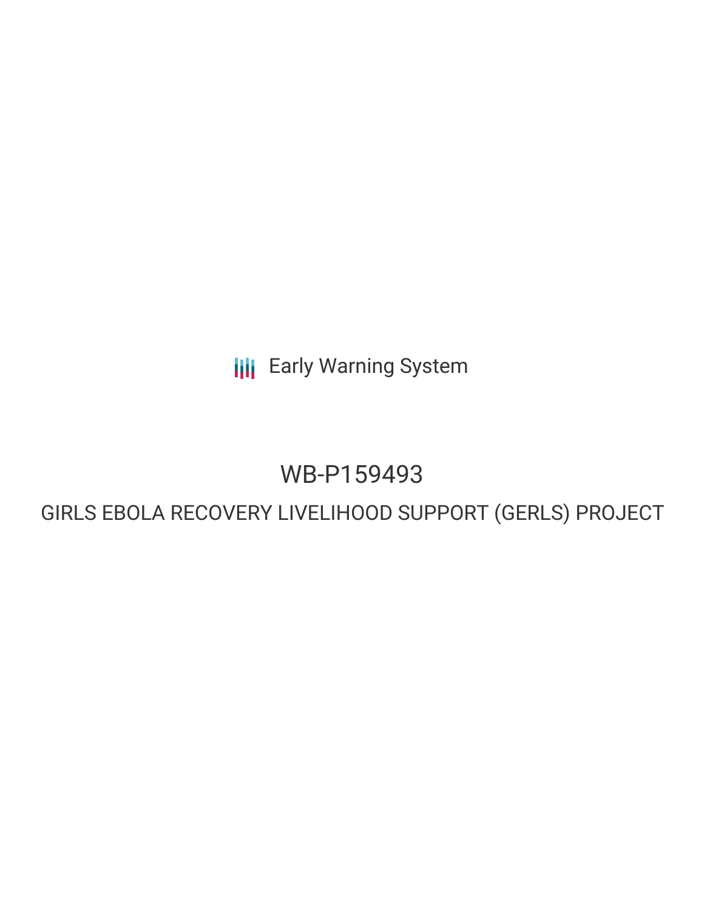Early Warning System

# WB-P159493

## GIRLS EBOLA RECOVERY LIVELIHOOD SUPPORT (GERLS) PROJECT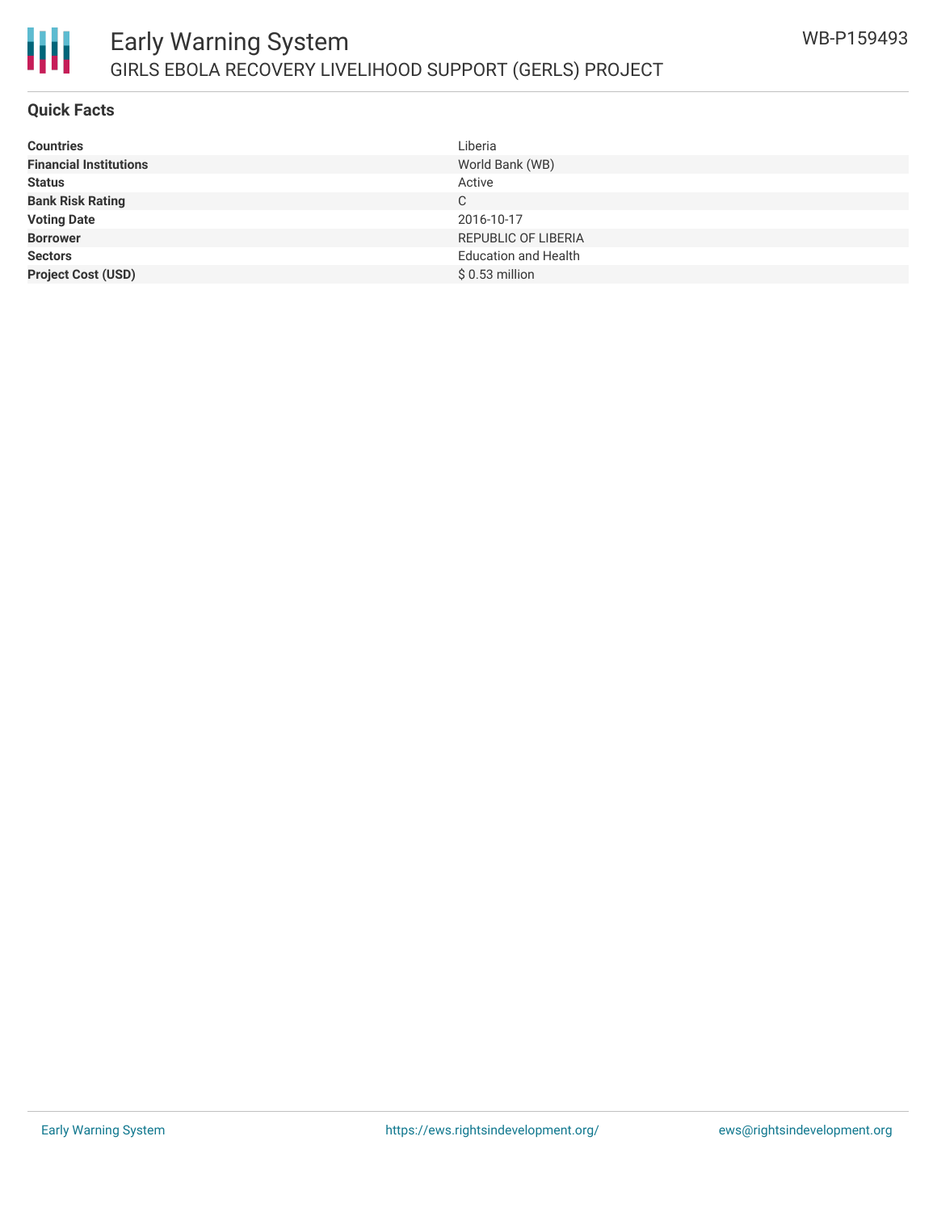# Early Warning System

## GIRLS EBOLA RECOVERY LIVELIHOOD SUPPORT (GERLS) PROJECT

WB-P159493

### Quick Facts

| | |
|---|---|
| **Countries** | Liberia |
| **Financial Institutions** | World Bank (WB) |
| **Status** | Active |
| **Bank Risk Rating** | C |
| **Voting Date** | 2016-10-17 |
| **Borrower** | REPUBLIC OF LIBERIA |
| **Sectors** | Education and Health |
| **Project Cost (USD)** | $ 0.53 million |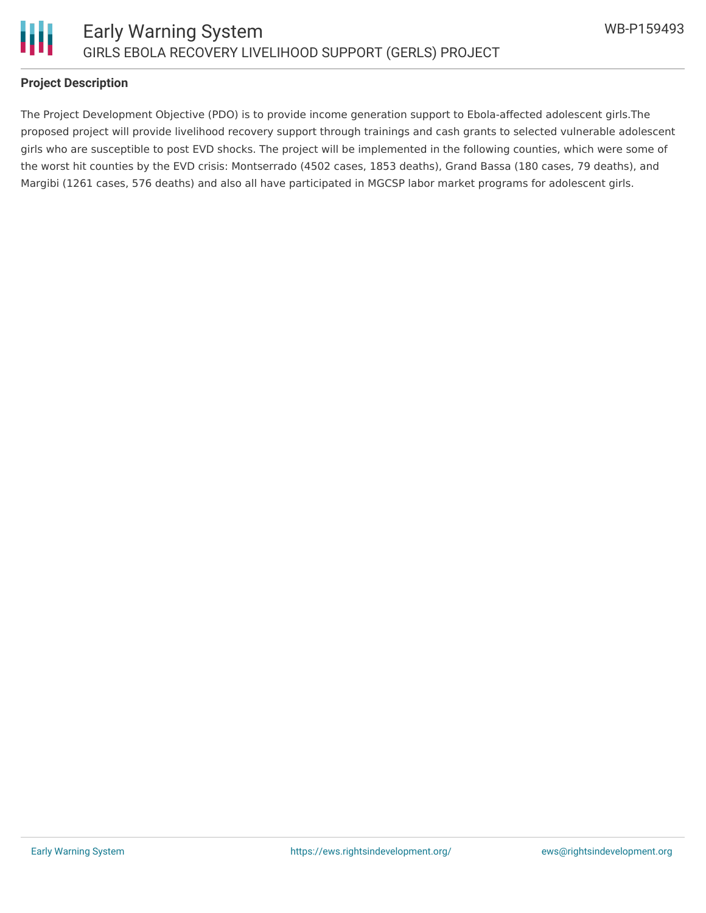## Project Description

The Project Development Objective (PDO) is to provide income generation support to Ebola-affected adolescent girls.The proposed project will provide livelihood recovery support through trainings and cash grants to selected vulnerable adolescent girls who are susceptible to post EVD shocks. The project will be implemented in the following counties, which were some of the worst hit counties by the EVD crisis: Montserrado (4502 cases, 1853 deaths), Grand Bassa (180 cases, 79 deaths), and Margibi (1261 cases, 576 deaths) and also all have participated in MGCSP labor market programs for adolescent girls.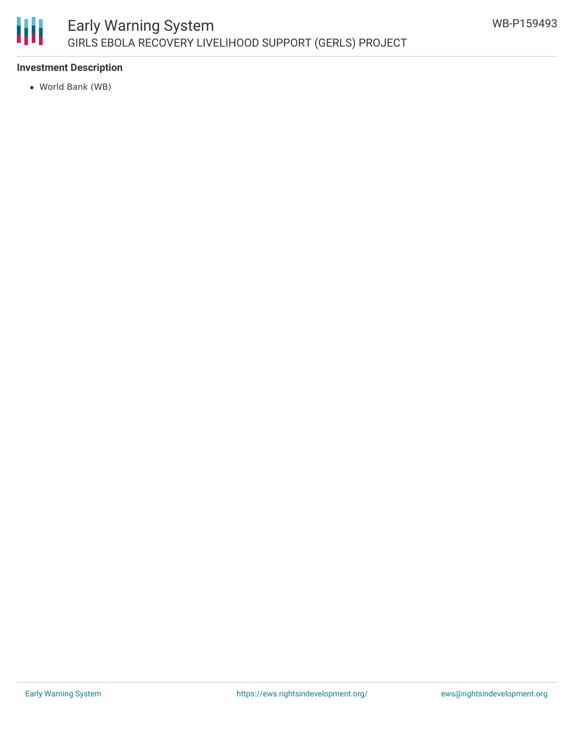**Investment Description**

- World Bank (WB)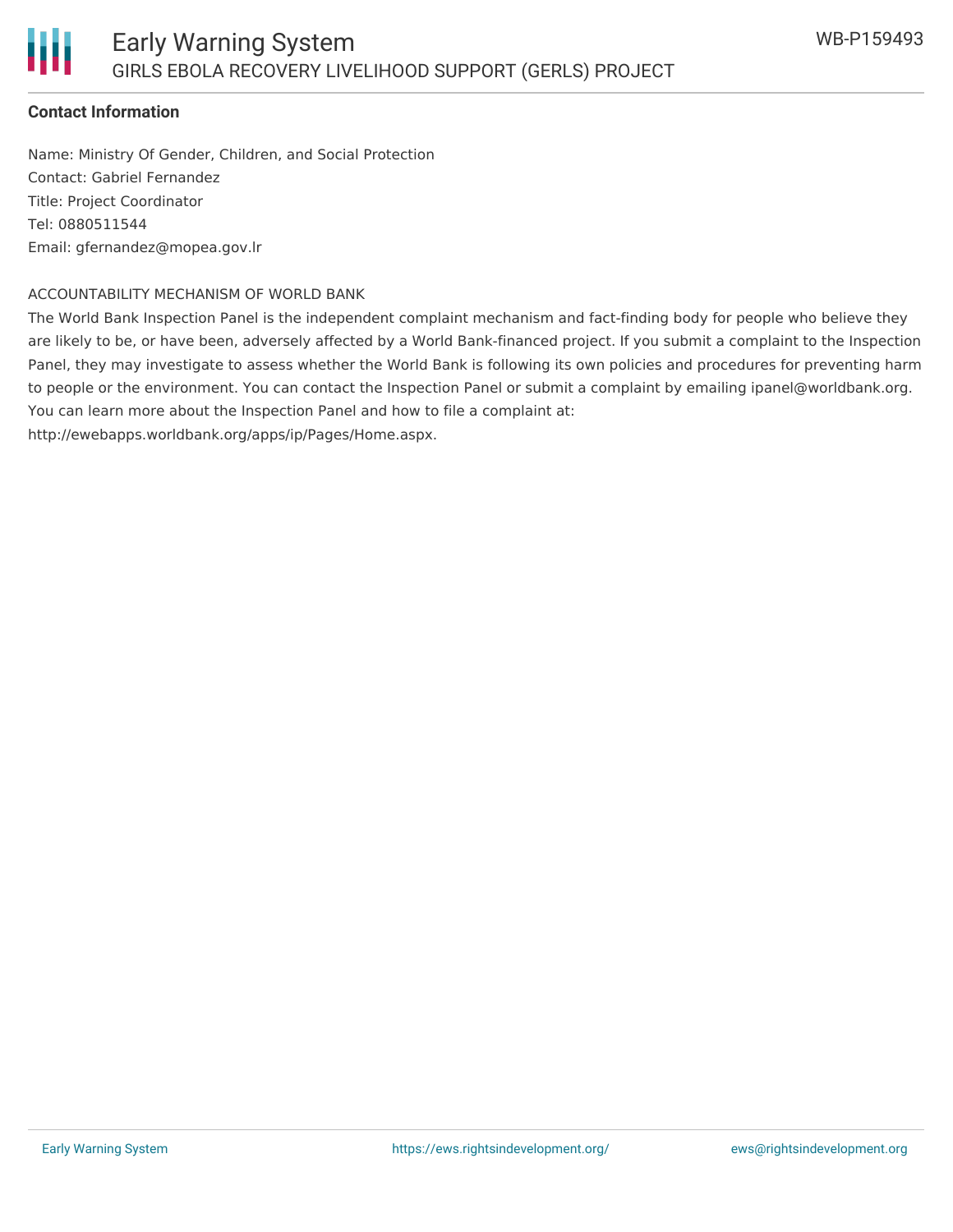**Contact Information**

Name: Ministry Of Gender, Children, and Social Protection
Contact: Gabriel Fernandez
Title: Project Coordinator
Tel: 0880511544
Email: gfernandez@mopea.gov.lr

ACCOUNTABILITY MECHANISM OF WORLD BANK

The World Bank Inspection Panel is the independent complaint mechanism and fact-finding body for people who believe they are likely to be, or have been, adversely affected by a World Bank-financed project. If you submit a complaint to the Inspection Panel, they may investigate to assess whether the World Bank is following its own policies and procedures for preventing harm to people or the environment. You can contact the Inspection Panel or submit a complaint by emailing ipanel@worldbank.org. You can learn more about the Inspection Panel and how to file a complaint at: http://ewebapps.worldbank.org/apps/ip/Pages/Home.aspx.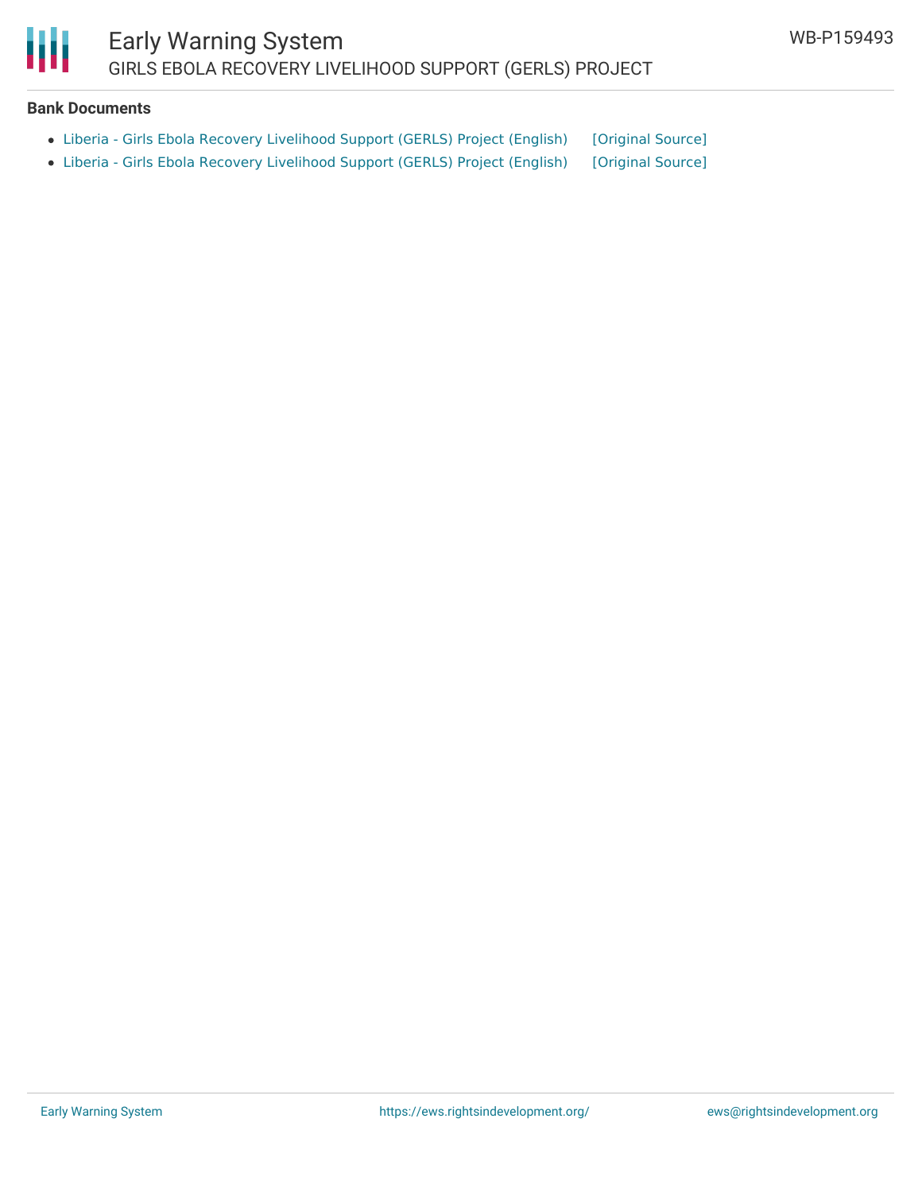### Bank Documents

- Liberia - Girls Ebola Recovery Livelihood Support (GERLS) Project (English) [Original Source]
- Liberia - Girls Ebola Recovery Livelihood Support (GERLS) Project (English) [Original Source]